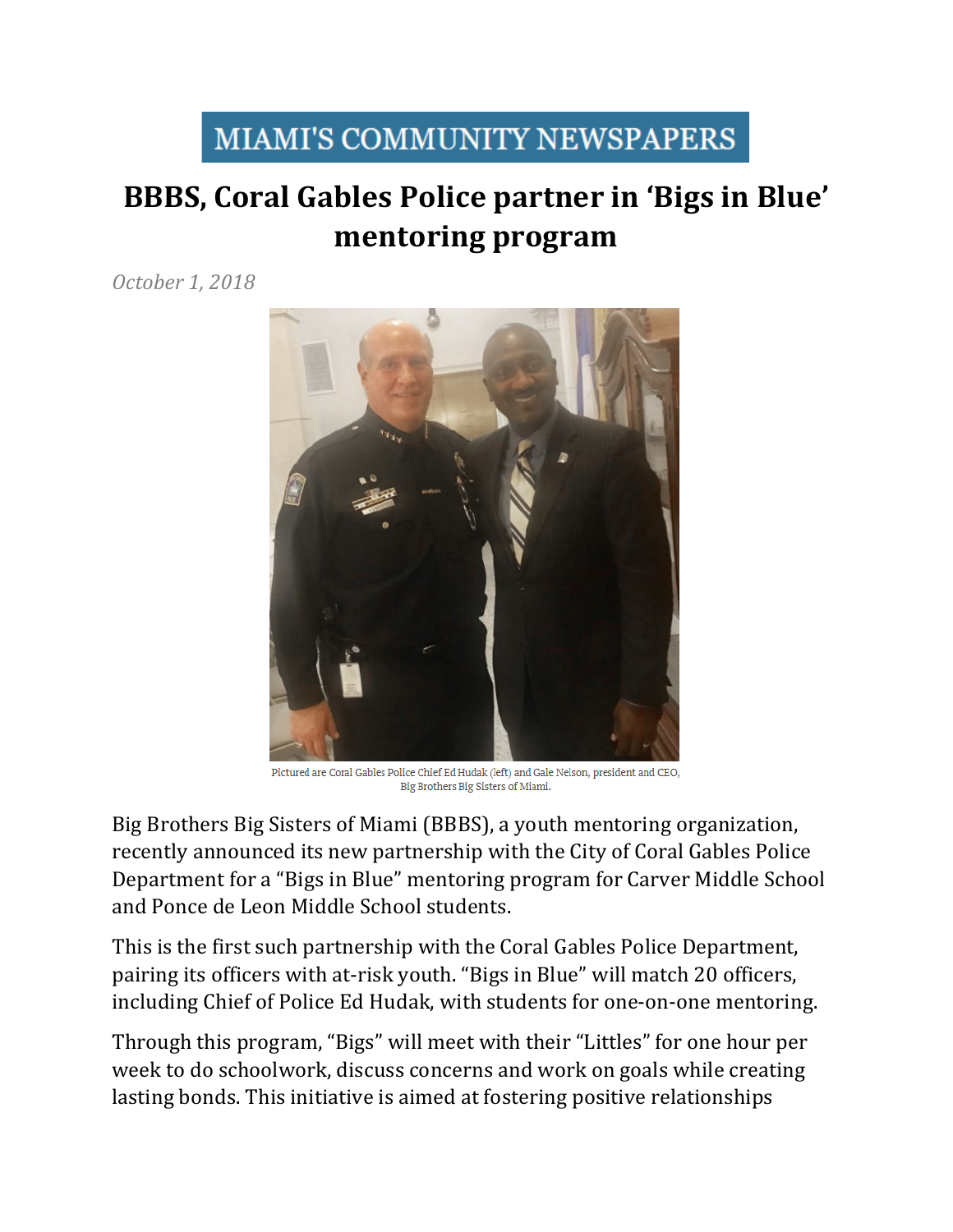MIAMI'S COMMUNITY NEWSPAPERS

# BBBS, Coral Gables Police partner in 'Bigs in Blue' mentoring program

*October 1, 2018*

Pictured are Coral Gables Police Chief Ed Hudak (left) and Gale Nelson, president and CEO, Big Brothers Big Sisters of Miami.

Big Brothers Big Sisters of Miami (BBBS), a youth mentoring organization, recently announced its new partnership with the City of Coral Gables Police Department for a "Bigs in Blue" mentoring program for Carver Middle School and Ponce de Leon Middle School students.

This is the first such partnership with the Coral Gables Police Department, pairing its officers with at-risk youth. "Bigs in Blue" will match 20 officers, including Chief of Police Ed Hudak, with students for one-on-one mentoring.

Through this program, "Bigs" will meet with their "Littles" for one hour per week to do schoolwork, discuss concerns and work on goals while creating lasting bonds. This initiative is aimed at fostering positive relationships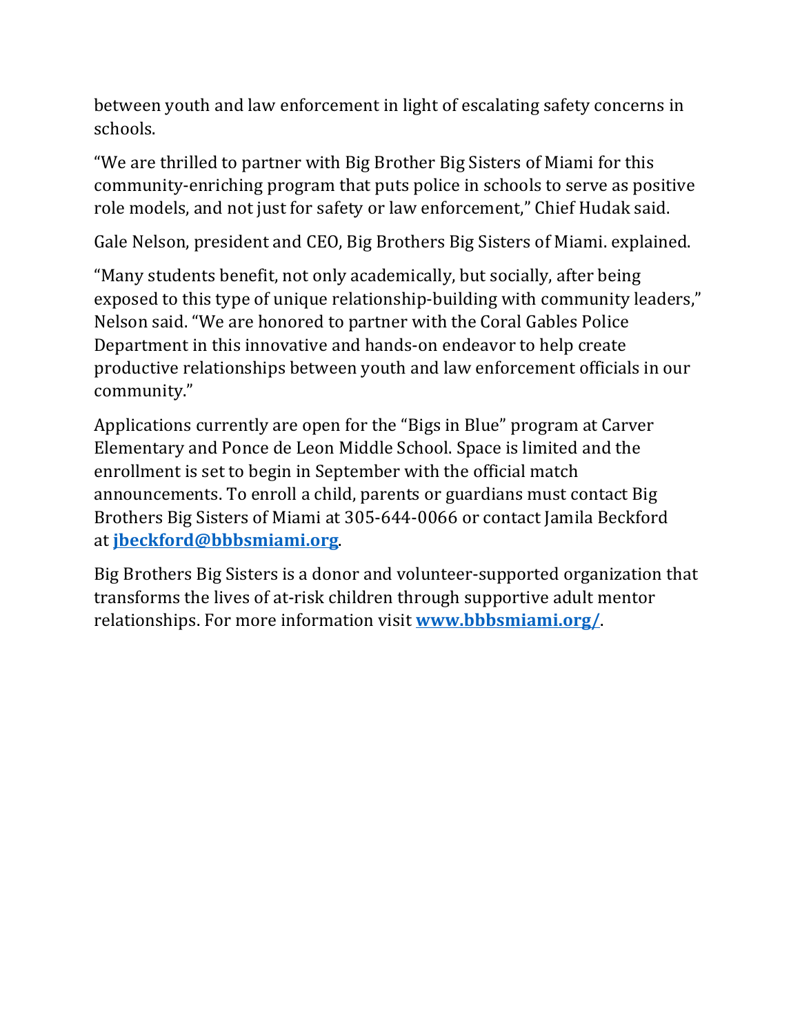between youth and law enforcement in light of escalating safety concerns in schools.

"We are thrilled to partner with Big Brother Big Sisters of Miami for this community-enriching program that puts police in schools to serve as positive role models, and not just for safety or law enforcement," Chief Hudak said.

Gale Nelson, president and CEO, Big Brothers Big Sisters of Miami. explained.

"Many students benefit, not only academically, but socially, after being exposed to this type of unique relationship-building with community leaders," Nelson said. "We are honored to partner with the Coral Gables Police Department in this innovative and hands-on endeavor to help create productive relationships between youth and law enforcement officials in our community."

Applications currently are open for the "Bigs in Blue" program at Carver Elementary and Ponce de Leon Middle School. Space is limited and the enrollment is set to begin in September with the official match announcements. To enroll a child, parents or guardians must contact Big Brothers Big Sisters of Miami at 305-644-0066 or contact Jamila Beckford at **jbeckford@bbbsmiami.org**.

Big Brothers Big Sisters is a donor and volunteer-supported organization that transforms the lives of at-risk children through supportive adult mentor relationships. For more information visit **www.bbbsmiami.org/**.